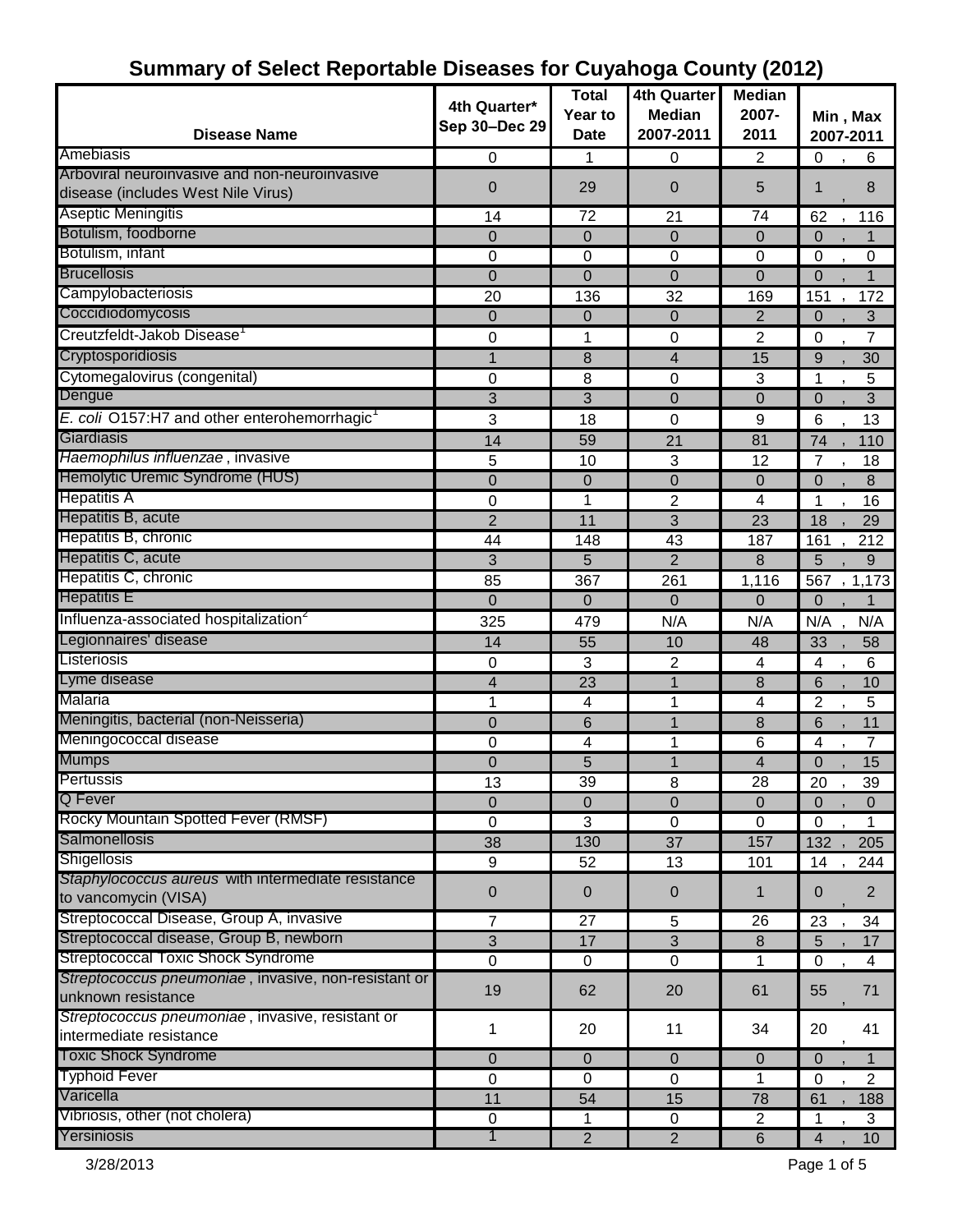# Summary of Select Reportable Diseases for Cuyahoga County (2012)

| Disease Name | 4th Quarter* Sep 30–Dec 29 | Total Year to Date | 4th Quarter Median 2007-2011 | Median 2007-2011 | Min , Max 2007-2011 |
|---|---|---|---|---|---|
| Amebiasis | 0 | 1 | 0 | 2 | 0 , 6 |
| Arboviral neuroinvasive and non-neuroinvasive disease (includes West Nile Virus) | 0 | 29 | 0 | 5 | 1 , 8 |
| Aseptic Meningitis | 14 | 72 | 21 | 74 | 62 , 116 |
| Botulism, foodborne | 0 | 0 | 0 | 0 | 0 , 1 |
| Botulism, infant | 0 | 0 | 0 | 0 | 0 , 0 |
| Brucellosis | 0 | 0 | 0 | 0 | 0 , 1 |
| Campylobacteriosis | 20 | 136 | 32 | 169 | 151 , 172 |
| Coccidiodomycosis | 0 | 0 | 0 | 2 | 0 , 3 |
| Creutzfeldt-Jakob Disease[1] | 0 | 1 | 0 | 2 | 0 , 7 |
| Cryptosporidiosis | 1 | 8 | 4 | 15 | 9 , 30 |
| Cytomegalovirus (congenital) | 0 | 8 | 0 | 3 | 1 , 5 |
| Dengue | 3 | 3 | 0 | 0 | 0 , 3 |
| *E. coli* O157:H7 and other enterohemorrhagic[1] | 3 | 18 | 0 | 9 | 6 , 13 |
| Giardiasis | 14 | 59 | 21 | 81 | 74 , 110 |
| *Haemophilus influenzae* , invasive | 5 | 10 | 3 | 12 | 7 , 18 |
| Hemolytic Uremic Syndrome (HUS) | 0 | 0 | 0 | 0 | 0 , 8 |
| Hepatitis A | 0 | 1 | 2 | 4 | 1 , 16 |
| Hepatitis B, acute | 2 | 11 | 3 | 23 | 18 , 29 |
| Hepatitis B, chronic | 44 | 148 | 43 | 187 | 161 , 212 |
| Hepatitis C, acute | 3 | 5 | 2 | 8 | 5 , 9 |
| Hepatitis C, chronic | 85 | 367 | 261 | 1,116 | 567 , 1,173 |
| Hepatitis E | 0 | 0 | 0 | 0 | 0 , 1 |
| Influenza-associated hospitalization[2] | 325 | 479 | N/A | N/A | N/A , N/A |
| Legionnaires' disease | 14 | 55 | 10 | 48 | 33 , 58 |
| Listeriosis | 0 | 3 | 2 | 4 | 4 , 6 |
| Lyme disease | 4 | 23 | 1 | 8 | 6 , 10 |
| Malaria | 1 | 4 | 1 | 4 | 2 , 5 |
| Meningitis, bacterial (non-Neisseria) | 0 | 6 | 1 | 8 | 6 , 11 |
| Meningococcal disease | 0 | 4 | 1 | 6 | 4 , 7 |
| Mumps | 0 | 5 | 1 | 4 | 0 , 15 |
| Pertussis | 13 | 39 | 8 | 28 | 20 , 39 |
| Q Fever | 0 | 0 | 0 | 0 | 0 , 0 |
| Rocky Mountain Spotted Fever (RMSF) | 0 | 3 | 0 | 0 | 0 , 1 |
| Salmonellosis | 38 | 130 | 37 | 157 | 132 , 205 |
| Shigellosis | 9 | 52 | 13 | 101 | 14 , 244 |
| *Staphylococcus aureus* with intermediate resistance to vancomycin (VISA) | 0 | 0 | 0 | 1 | 0 , 2 |
| Streptococcal Disease, Group A, invasive | 7 | 27 | 5 | 26 | 23 , 34 |
| Streptococcal disease, Group B, newborn | 3 | 17 | 3 | 8 | 5 , 17 |
| Streptococcal Toxic Shock Syndrome | 0 | 0 | 0 | 1 | 0 , 4 |
| *Streptococcus pneumoniae* , invasive, non-resistant or unknown resistance | 19 | 62 | 20 | 61 | 55 , 71 |
| *Streptococcus pneumoniae* , invasive, resistant or intermediate resistance | 1 | 20 | 11 | 34 | 20 , 41 |
| Toxic Shock Syndrome | 0 | 0 | 0 | 0 | 0 , 1 |
| Typhoid Fever | 0 | 0 | 0 | 1 | 0 , 2 |
| Varicella | 11 | 54 | 15 | 78 | 61 , 188 |
| Vibriosis, other (not cholera) | 0 | 1 | 0 | 2 | 1 , 3 |
| Yersiniosis | 1 | 2 | 2 | 6 | 4 , 10 |

3/28/2013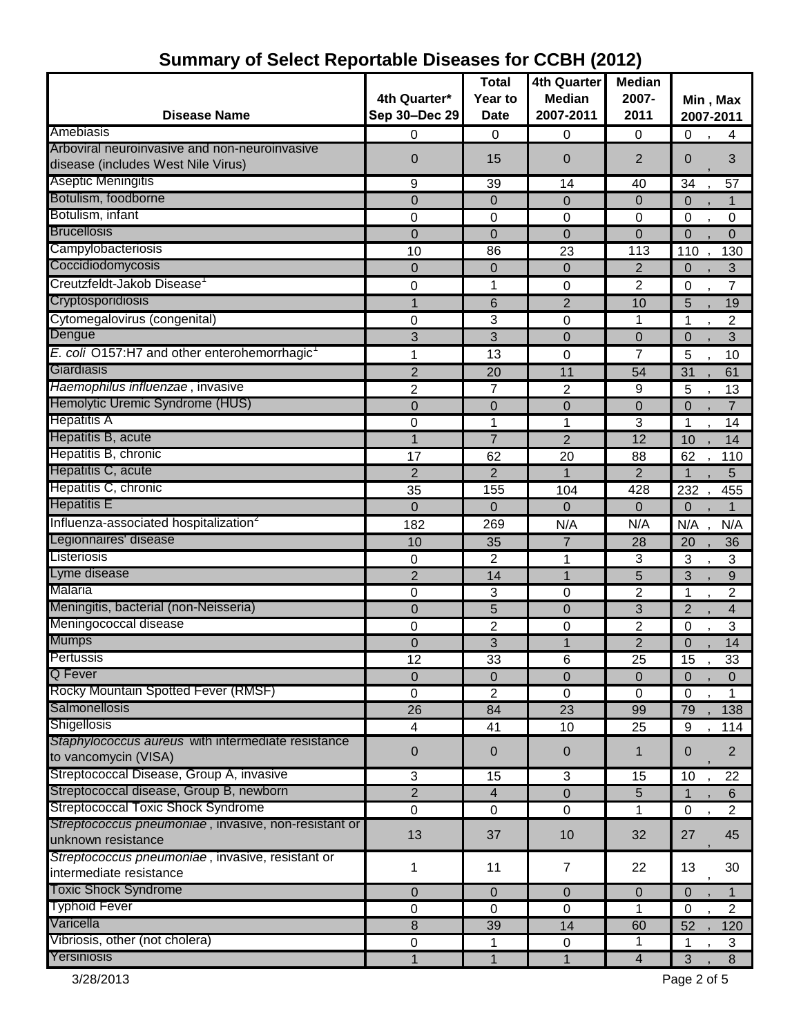# Summary of Select Reportable Diseases for CCBH (2012)

| Disease Name | 4th Quarter* Sep 30–Dec 29 | Total Year to Date | 4th Quarter Median 2007-2011 | Median 2007-2011 | Min , Max 2007-2011 |
|---|---|---|---|---|---|
| Amebiasis | 0 | 0 | 0 | 0 | 0 , 4 |
| Arboviral neuroinvasive and non-neuroinvasive disease (includes West Nile Virus) | 0 | 15 | 0 | 2 | 0 , 3 |
| Aseptic Meningitis | 9 | 39 | 14 | 40 | 34 , 57 |
| Botulism, foodborne | 0 | 0 | 0 | 0 | 0 , 1 |
| Botulism, infant | 0 | 0 | 0 | 0 | 0 , 0 |
| Brucellosis | 0 | 0 | 0 | 0 | 0 , 0 |
| Campylobacteriosis | 10 | 86 | 23 | 113 | 110 , 130 |
| Coccidiodomycosis | 0 | 0 | 0 | 2 | 0 , 3 |
| Creutzfeldt-Jakob Disease[1] | 0 | 1 | 0 | 2 | 0 , 7 |
| Cryptosporidiosis | 1 | 6 | 2 | 10 | 5 , 19 |
| Cytomegalovirus (congenital) | 0 | 3 | 0 | 1 | 1 , 2 |
| Dengue | 3 | 3 | 0 | 0 | 0 , 3 |
| *E. coli* O157:H7 and other enterohemorrhagic[1] | 1 | 13 | 0 | 7 | 5 , 10 |
| Giardiasis | 2 | 20 | 11 | 54 | 31 , 61 |
| *Haemophilus influenzae* , invasive | 2 | 7 | 2 | 9 | 5 , 13 |
| Hemolytic Uremic Syndrome (HUS) | 0 | 0 | 0 | 0 | 0 , 7 |
| Hepatitis A | 0 | 1 | 1 | 3 | 1 , 14 |
| Hepatitis B, acute | 1 | 7 | 2 | 12 | 10 , 14 |
| Hepatitis B, chronic | 17 | 62 | 20 | 88 | 62 , 110 |
| Hepatitis C, acute | 2 | 2 | 1 | 2 | 1 , 5 |
| Hepatitis C, chronic | 35 | 155 | 104 | 428 | 232 , 455 |
| Hepatitis E | 0 | 0 | 0 | 0 | 0 , 1 |
| Influenza-associated hospitalization[2] | 182 | 269 | N/A | N/A | N/A , N/A |
| Legionnaires' disease | 10 | 35 | 7 | 28 | 20 , 36 |
| Listeriosis | 0 | 2 | 1 | 3 | 3 , 3 |
| Lyme disease | 2 | 14 | 1 | 5 | 3 , 9 |
| Malaria | 0 | 3 | 0 | 2 | 1 , 2 |
| Meningitis, bacterial (non-Neisseria) | 0 | 5 | 0 | 3 | 2 , 4 |
| Meningococcal disease | 0 | 2 | 0 | 2 | 0 , 3 |
| Mumps | 0 | 3 | 1 | 2 | 0 , 14 |
| Pertussis | 12 | 33 | 6 | 25 | 15 , 33 |
| Q Fever | 0 | 0 | 0 | 0 | 0 , 0 |
| Rocky Mountain Spotted Fever (RMSF) | 0 | 2 | 0 | 0 | 0 , 1 |
| Salmonellosis | 26 | 84 | 23 | 99 | 79 , 138 |
| Shigellosis | 4 | 41 | 10 | 25 | 9 , 114 |
| *Staphylococcus aureus* with intermediate resistance to vancomycin (VISA) | 0 | 0 | 0 | 1 | 0 , 2 |
| Streptococcal Disease, Group A, invasive | 3 | 15 | 3 | 15 | 10 , 22 |
| Streptococcal disease, Group B, newborn | 2 | 4 | 0 | 5 | 1 , 6 |
| Streptococcal Toxic Shock Syndrome | 0 | 0 | 0 | 1 | 0 , 2 |
| *Streptococcus pneumoniae* , invasive, non-resistant or unknown resistance | 13 | 37 | 10 | 32 | 27 , 45 |
| *Streptococcus pneumoniae* , invasive, resistant or intermediate resistance | 1 | 11 | 7 | 22 | 13 , 30 |
| Toxic Shock Syndrome | 0 | 0 | 0 | 0 | 0 , 1 |
| Typhoid Fever | 0 | 0 | 0 | 1 | 0 , 2 |
| Varicella | 8 | 39 | 14 | 60 | 52 , 120 |
| Vibriosis, other (not cholera) | 0 | 1 | 0 | 1 | 1 , 3 |
| Yersiniosis | 1 | 1 | 1 | 4 | 3 , 8 |

3/28/2013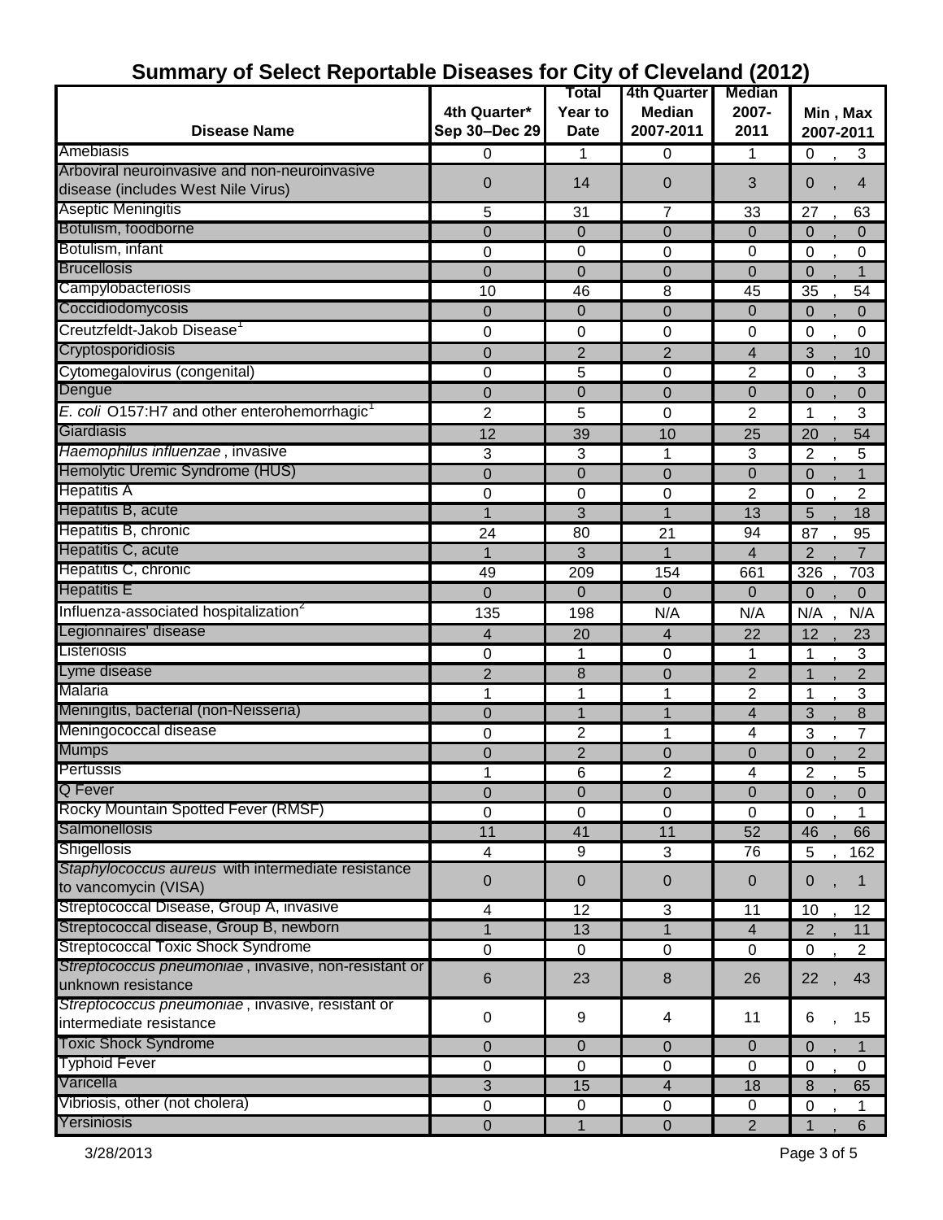# Summary of Select Reportable Diseases for City of Cleveland (2012)

| Disease Name | 4th Quarter* Sep 30–Dec 29 | Total Year to Date | 4th Quarter Median 2007-2011 | Median 2007-2011 | Min , Max 2007-2011 |
|---|---|---|---|---|---|
| Amebiasis | 0 | 1 | 0 | 1 | 0 , 3 |
| Arboviral neuroinvasive and non-neuroinvasive disease (includes West Nile Virus) | 0 | 14 | 0 | 3 | 0 , 4 |
| Aseptic Meningitis | 5 | 31 | 7 | 33 | 27 , 63 |
| Botulism, foodborne | 0 | 0 | 0 | 0 | 0 , 0 |
| Botulism, infant | 0 | 0 | 0 | 0 | 0 , 0 |
| Brucellosis | 0 | 0 | 0 | 0 | 0 , 1 |
| Campylobacteriosis | 10 | 46 | 8 | 45 | 35 , 54 |
| Coccidiodomycosis | 0 | 0 | 0 | 0 | 0 , 0 |
| Creutzfeldt-Jakob Disease[1] | 0 | 0 | 0 | 0 | 0 , 0 |
| Cryptosporidiosis | 0 | 2 | 2 | 4 | 3 , 10 |
| Cytomegalovirus (congenital) | 0 | 5 | 0 | 2 | 0 , 3 |
| Dengue | 0 | 0 | 0 | 0 | 0 , 0 |
| *E. coli* O157:H7 and other enterohemorrhagic[1] | 2 | 5 | 0 | 2 | 1 , 3 |
| Giardiasis | 12 | 39 | 10 | 25 | 20 , 54 |
| *Haemophilus influenzae* , invasive | 3 | 3 | 1 | 3 | 2 , 5 |
| Hemolytic Uremic Syndrome (HUS) | 0 | 0 | 0 | 0 | 0 , 1 |
| Hepatitis A | 0 | 0 | 0 | 2 | 0 , 2 |
| Hepatitis B, acute | 1 | 3 | 1 | 13 | 5 , 18 |
| Hepatitis B, chronic | 24 | 80 | 21 | 94 | 87 , 95 |
| Hepatitis C, acute | 1 | 3 | 1 | 4 | 2 , 7 |
| Hepatitis C, chronic | 49 | 209 | 154 | 661 | 326 , 703 |
| Hepatitis E | 0 | 0 | 0 | 0 | 0 , 0 |
| Influenza-associated hospitalization[2] | 135 | 198 | N/A | N/A | N/A , N/A |
| Legionnaires' disease | 4 | 20 | 4 | 22 | 12 , 23 |
| Listeriosis | 0 | 1 | 0 | 1 | 1 , 3 |
| Lyme disease | 2 | 8 | 0 | 2 | 1 , 2 |
| Malaria | 1 | 1 | 1 | 2 | 1 , 3 |
| Meningitis, bacterial (non-Neisseria) | 0 | 1 | 1 | 4 | 3 , 8 |
| Meningococcal disease | 0 | 2 | 1 | 4 | 3 , 7 |
| Mumps | 0 | 2 | 0 | 0 | 0 , 2 |
| Pertussis | 1 | 6 | 2 | 4 | 2 , 5 |
| Q Fever | 0 | 0 | 0 | 0 | 0 , 0 |
| Rocky Mountain Spotted Fever (RMSF) | 0 | 0 | 0 | 0 | 0 , 1 |
| Salmonellosis | 11 | 41 | 11 | 52 | 46 , 66 |
| Shigellosis | 4 | 9 | 3 | 76 | 5 , 162 |
| *Staphylococcus aureus* with intermediate resistance to vancomycin (VISA) | 0 | 0 | 0 | 0 | 0 , 1 |
| Streptococcal Disease, Group A, invasive | 4 | 12 | 3 | 11 | 10 , 12 |
| Streptococcal disease, Group B, newborn | 1 | 13 | 1 | 4 | 2 , 11 |
| Streptococcal Toxic Shock Syndrome | 0 | 0 | 0 | 0 | 0 , 2 |
| *Streptococcus pneumoniae* , invasive, non-resistant or unknown resistance | 6 | 23 | 8 | 26 | 22 , 43 |
| *Streptococcus pneumoniae* , invasive, resistant or intermediate resistance | 0 | 9 | 4 | 11 | 6 , 15 |
| Toxic Shock Syndrome | 0 | 0 | 0 | 0 | 0 , 1 |
| Typhoid Fever | 0 | 0 | 0 | 0 | 0 , 0 |
| Varicella | 3 | 15 | 4 | 18 | 8 , 65 |
| Vibriosis, other (not cholera) | 0 | 0 | 0 | 0 | 0 , 1 |
| Yersiniosis | 0 | 1 | 0 | 2 | 1 , 6 |

3/28/2013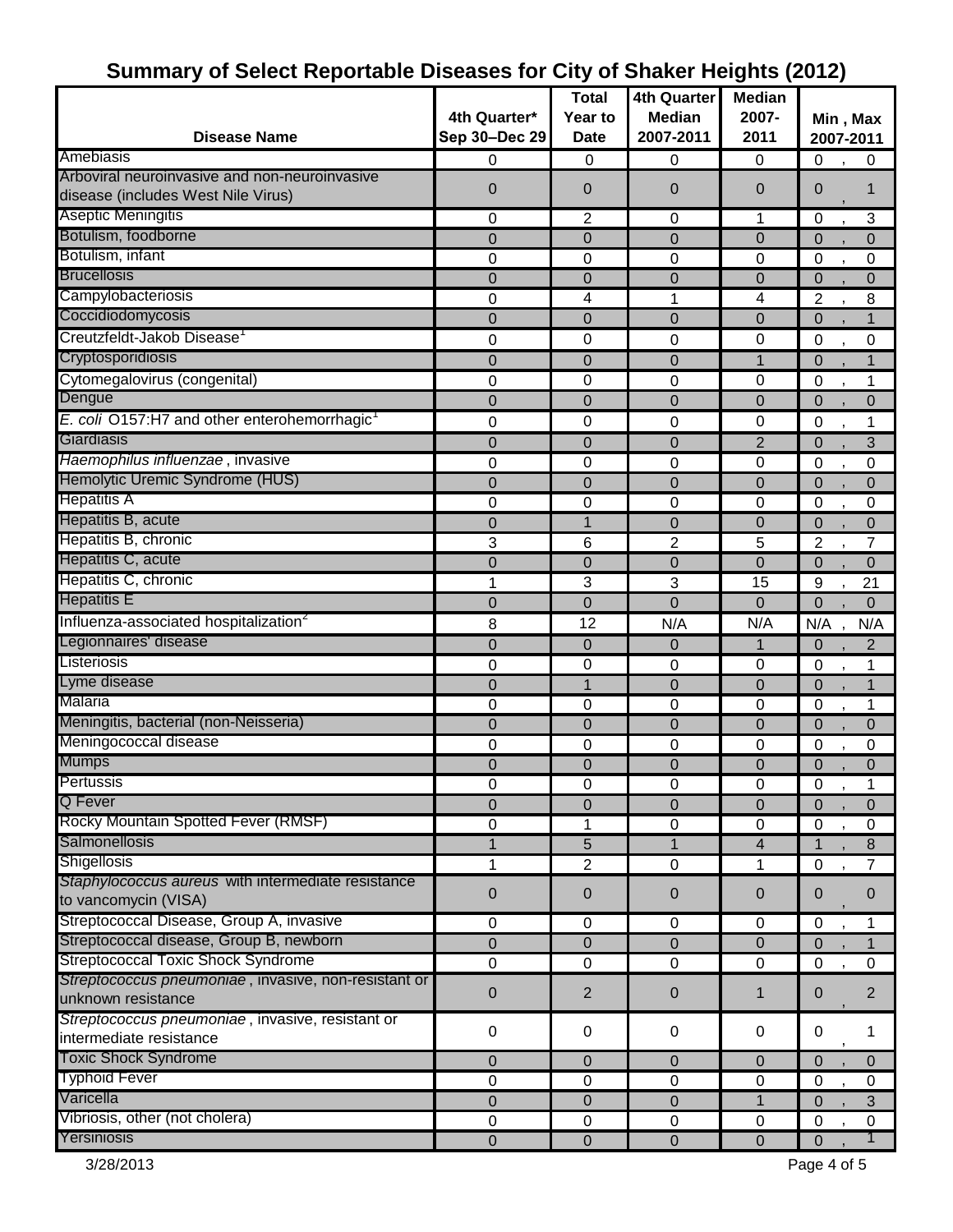# Summary of Select Reportable Diseases for City of Shaker Heights (2012)

| Disease Name | 4th Quarter* Sep 30–Dec 29 | Total Year to Date | 4th Quarter Median 2007-2011 | Median 2007-2011 | Min , Max 2007-2011 |
|---|---|---|---|---|---|
| Amebiasis | 0 | 0 | 0 | 0 | 0 , 0 |
| Arboviral neuroinvasive and non-neuroinvasive disease (includes West Nile Virus) | 0 | 0 | 0 | 0 | 0 , 1 |
| Aseptic Meningitis | 0 | 2 | 0 | 1 | 0 , 3 |
| Botulism, foodborne | 0 | 0 | 0 | 0 | 0 , 0 |
| Botulism, infant | 0 | 0 | 0 | 0 | 0 , 0 |
| Brucellosis | 0 | 0 | 0 | 0 | 0 , 0 |
| Campylobacteriosis | 0 | 4 | 1 | 4 | 2 , 8 |
| Coccidiodomycosis | 0 | 0 | 0 | 0 | 0 , 1 |
| Creutzfeldt-Jakob Disease[1] | 0 | 0 | 0 | 0 | 0 , 0 |
| Cryptosporidiosis | 0 | 0 | 0 | 1 | 0 , 1 |
| Cytomegalovirus (congenital) | 0 | 0 | 0 | 0 | 0 , 1 |
| Dengue | 0 | 0 | 0 | 0 | 0 , 0 |
| *E. coli* O157:H7 and other enterohemorrhagic[1] | 0 | 0 | 0 | 0 | 0 , 1 |
| Giardiasis | 0 | 0 | 0 | 2 | 0 , 3 |
| *Haemophilus influenzae* , invasive | 0 | 0 | 0 | 0 | 0 , 0 |
| Hemolytic Uremic Syndrome (HUS) | 0 | 0 | 0 | 0 | 0 , 0 |
| Hepatitis A | 0 | 0 | 0 | 0 | 0 , 0 |
| Hepatitis B, acute | 0 | 1 | 0 | 0 | 0 , 0 |
| Hepatitis B, chronic | 3 | 6 | 2 | 5 | 2 , 7 |
| Hepatitis C, acute | 0 | 0 | 0 | 0 | 0 , 0 |
| Hepatitis C, chronic | 1 | 3 | 3 | 15 | 9 , 21 |
| Hepatitis E | 0 | 0 | 0 | 0 | 0 , 0 |
| Influenza-associated hospitalization[2] | 8 | 12 | N/A | N/A | N/A , N/A |
| Legionnaires' disease | 0 | 0 | 0 | 1 | 0 , 2 |
| Listeriosis | 0 | 0 | 0 | 0 | 0 , 1 |
| Lyme disease | 0 | 1 | 0 | 0 | 0 , 1 |
| Malaria | 0 | 0 | 0 | 0 | 0 , 1 |
| Meningitis, bacterial (non-Neisseria) | 0 | 0 | 0 | 0 | 0 , 0 |
| Meningococcal disease | 0 | 0 | 0 | 0 | 0 , 0 |
| Mumps | 0 | 0 | 0 | 0 | 0 , 0 |
| Pertussis | 0 | 0 | 0 | 0 | 0 , 1 |
| Q Fever | 0 | 0 | 0 | 0 | 0 , 0 |
| Rocky Mountain Spotted Fever (RMSF) | 0 | 1 | 0 | 0 | 0 , 0 |
| Salmonellosis | 1 | 5 | 1 | 4 | 1 , 8 |
| Shigellosis | 1 | 2 | 0 | 1 | 0 , 7 |
| *Staphylococcus aureus* with intermediate resistance to vancomycin (VISA) | 0 | 0 | 0 | 0 | 0 , 0 |
| Streptococcal Disease, Group A, invasive | 0 | 0 | 0 | 0 | 0 , 1 |
| Streptococcal disease, Group B, newborn | 0 | 0 | 0 | 0 | 0 , 1 |
| Streptococcal Toxic Shock Syndrome | 0 | 0 | 0 | 0 | 0 , 0 |
| *Streptococcus pneumoniae* , invasive, non-resistant or unknown resistance | 0 | 2 | 0 | 1 | 0 , 2 |
| *Streptococcus pneumoniae* , invasive, resistant or intermediate resistance | 0 | 0 | 0 | 0 | 0 , 1 |
| Toxic Shock Syndrome | 0 | 0 | 0 | 0 | 0 , 0 |
| Typhoid Fever | 0 | 0 | 0 | 0 | 0 , 0 |
| Varicella | 0 | 0 | 0 | 1 | 0 , 3 |
| Vibriosis, other (not cholera) | 0 | 0 | 0 | 0 | 0 , 0 |
| Yersiniosis | 0 | 0 | 0 | 0 | 0 , 1 |

3/28/2013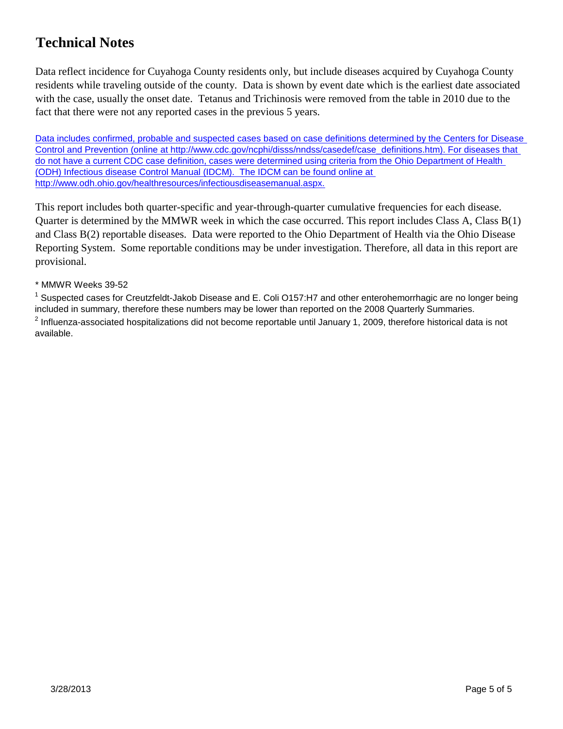# Technical Notes

Data reflect incidence for Cuyahoga County residents only, but include diseases acquired by Cuyahoga County residents while traveling outside of the county. Data is shown by event date which is the earliest date associated with the case, usually the onset date. Tetanus and Trichinosis were removed from the table in 2010 due to the fact that there were not any reported cases in the previous 5 years.

Data includes confirmed, probable and suspected cases based on case definitions determined by the Centers for Disease Control and Prevention (online at http://www.cdc.gov/ncphi/disss/nndss/casedef/case_definitions.htm). For diseases that do not have a current CDC case definition, cases were determined using criteria from the Ohio Department of Health (ODH) Infectious disease Control Manual (IDCM). The IDCM can be found online at http://www.odh.ohio.gov/healthresources/infectiousdiseasemanual.aspx.

This report includes both quarter-specific and year-through-quarter cumulative frequencies for each disease. Quarter is determined by the MMWR week in which the case occurred. This report includes Class A, Class B(1) and Class B(2) reportable diseases. Data were reported to the Ohio Department of Health via the Ohio Disease Reporting System. Some reportable conditions may be under investigation. Therefore, all data in this report are provisional.

* MMWR Weeks 39-52

[1] Suspected cases for Creutzfeldt-Jakob Disease and E. Coli O157:H7 and other enterohemorrhagic are no longer being included in summary, therefore these numbers may be lower than reported on the 2008 Quarterly Summaries.

[2] Influenza-associated hospitalizations did not become reportable until January 1, 2009, therefore historical data is not available.

3/28/2013